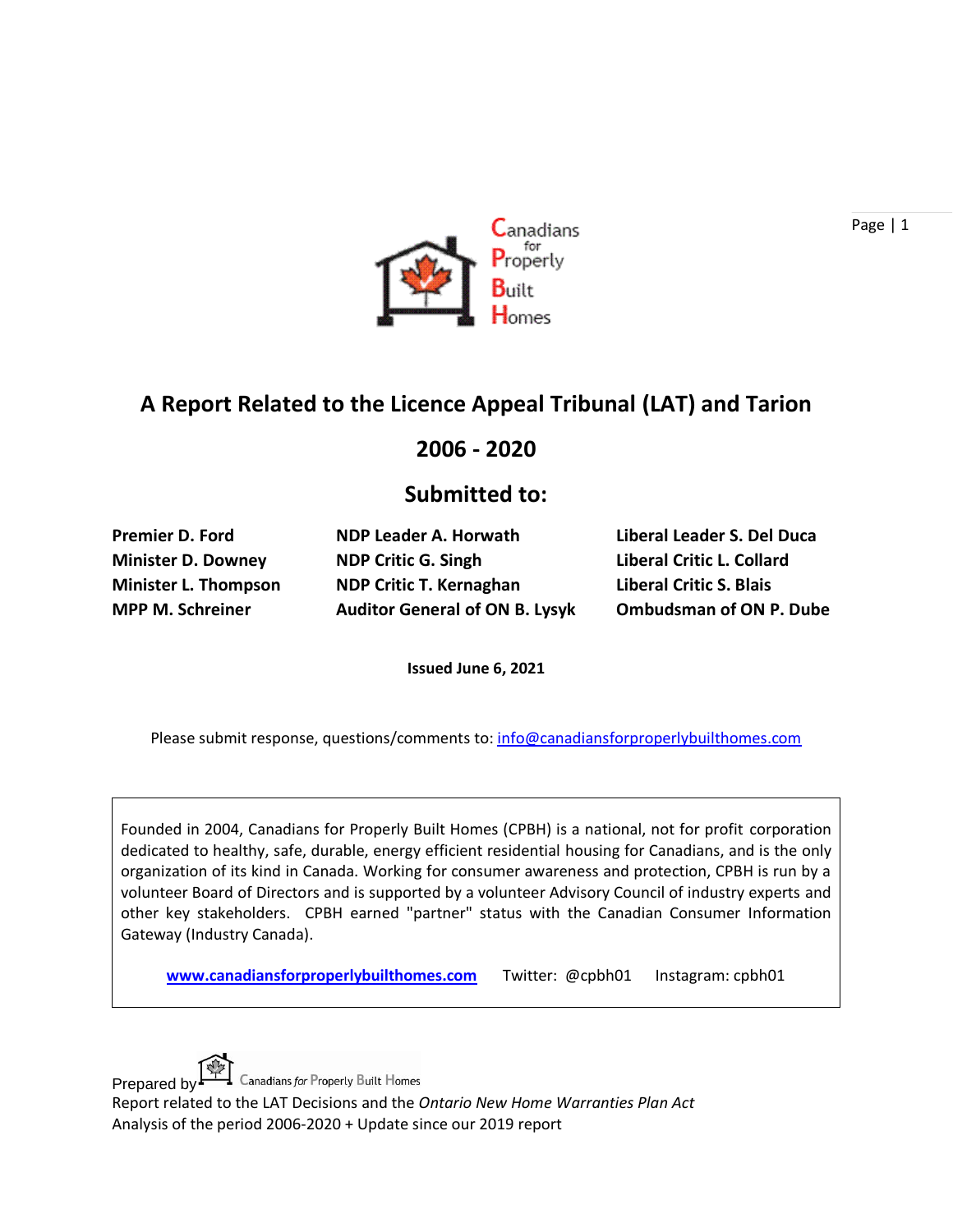Canadians for Properly Built Homes

# A Report Related to the Licence Appeal Tribunal (LAT) and Tarion

## 2006 - 2020

## Submitted to:

| | | |
|---|---|---|
| **Premier D. Ford** | **NDP Leader A. Horwath** | **Liberal Leader S. Del Duca** |
| **Minister D. Downey** | **NDP Critic G. Singh** | **Liberal Critic L. Collard** |
| **Minister L. Thompson** | **NDP Critic T. Kernaghan** | **Liberal Critic S. Blais** |
| **MPP M. Schreiner** | **Auditor General of ON B. Lysyk** | **Ombudsman of ON P. Dube** |

**Issued June 6, 2021**

Please submit response, questions/comments to: info@canadiansforproperlybuilthomes.com

Founded in 2004, Canadians for Properly Built Homes (CPBH) is a national, not for profit corporation dedicated to healthy, safe, durable, energy efficient residential housing for Canadians, and is the only organization of its kind in Canada. Working for consumer awareness and protection, CPBH is run by a volunteer Board of Directors and is supported by a volunteer Advisory Council of industry experts and other key stakeholders. CPBH earned "partner" status with the Canadian Consumer Information Gateway (Industry Canada).

**www.canadiansforproperlybuilthomes.com** Twitter: @cpbh01 Instagram: cpbh01

Prepared by Canadians *for* Properly Built Homes
Report related to the LAT Decisions and the *Ontario New Home Warranties Plan Act*
Analysis of the period 2006-2020 + Update since our 2019 report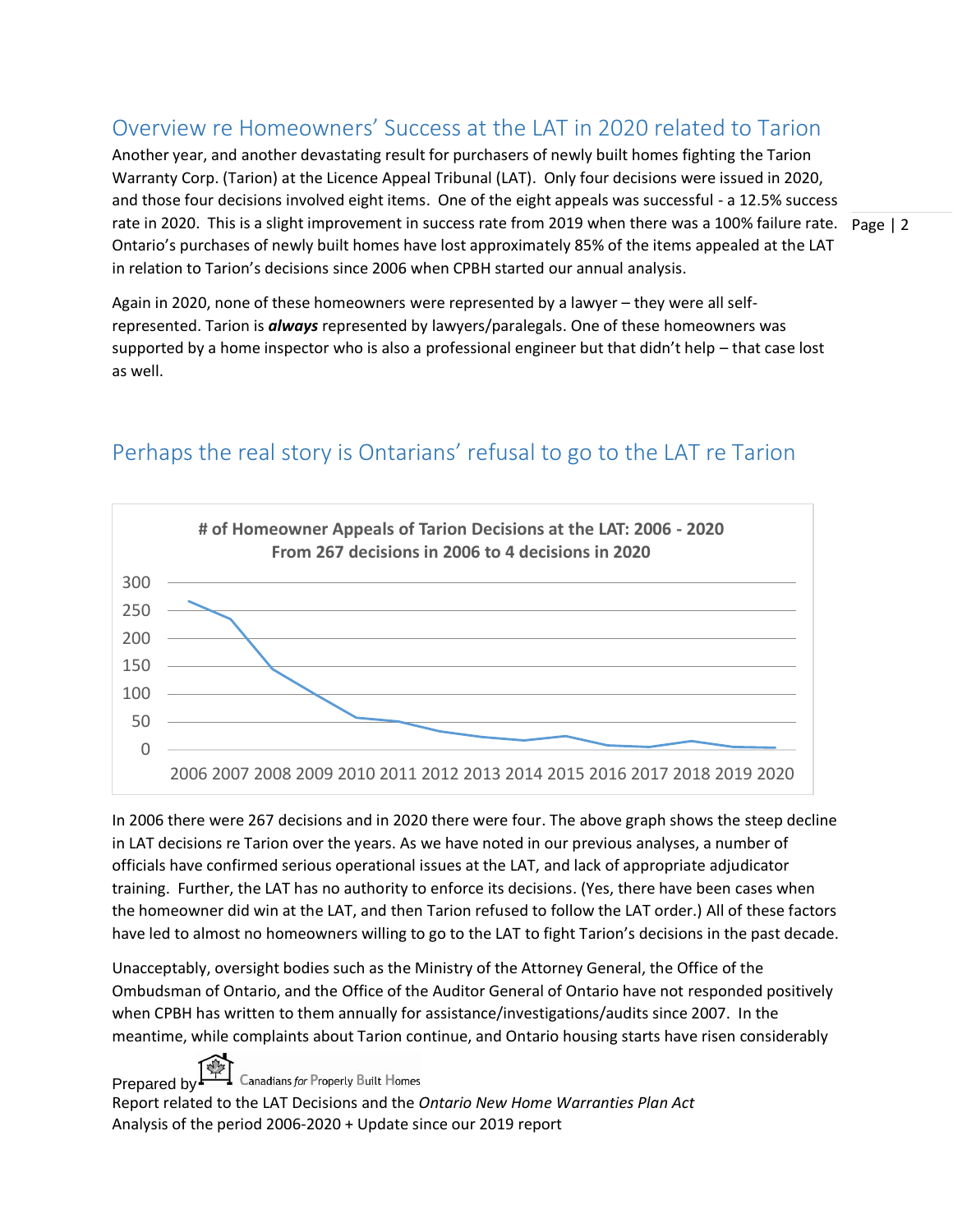## Overview re Homeowners' Success at the LAT in 2020 related to Tarion

Another year, and another devastating result for purchasers of newly built homes fighting the Tarion Warranty Corp. (Tarion) at the Licence Appeal Tribunal (LAT). Only four decisions were issued in 2020, and those four decisions involved eight items. One of the eight appeals was successful - a 12.5% success rate in 2020. This is a slight improvement in success rate from 2019 when there was a 100% failure rate. Ontario's purchases of newly built homes have lost approximately 85% of the items appealed at the LAT in relation to Tarion's decisions since 2006 when CPBH started our annual analysis.

Again in 2020, none of these homeowners were represented by a lawyer – they were all self-represented. Tarion is ***always*** represented by lawyers/paralegals. One of these homeowners was supported by a home inspector who is also a professional engineer but that didn't help – that case lost as well.

## Perhaps the real story is Ontarians' refusal to go to the LAT re Tarion

**# of Homeowner Appeals of Tarion Decisions at the LAT: 2006 - 2020**
**From 267 decisions in 2006 to 4 decisions in 2020**

In 2006 there were 267 decisions and in 2020 there were four. The above graph shows the steep decline in LAT decisions re Tarion over the years. As we have noted in our previous analyses, a number of officials have confirmed serious operational issues at the LAT, and lack of appropriate adjudicator training. Further, the LAT has no authority to enforce its decisions. (Yes, there have been cases when the homeowner did win at the LAT, and then Tarion refused to follow the LAT order.) All of these factors have led to almost no homeowners willing to go to the LAT to fight Tarion's decisions in the past decade.

Unacceptably, oversight bodies such as the Ministry of the Attorney General, the Office of the Ombudsman of Ontario, and the Office of the Auditor General of Ontario have not responded positively when CPBH has written to them annually for assistance/investigations/audits since 2007. In the meantime, while complaints about Tarion continue, and Ontario housing starts have risen considerably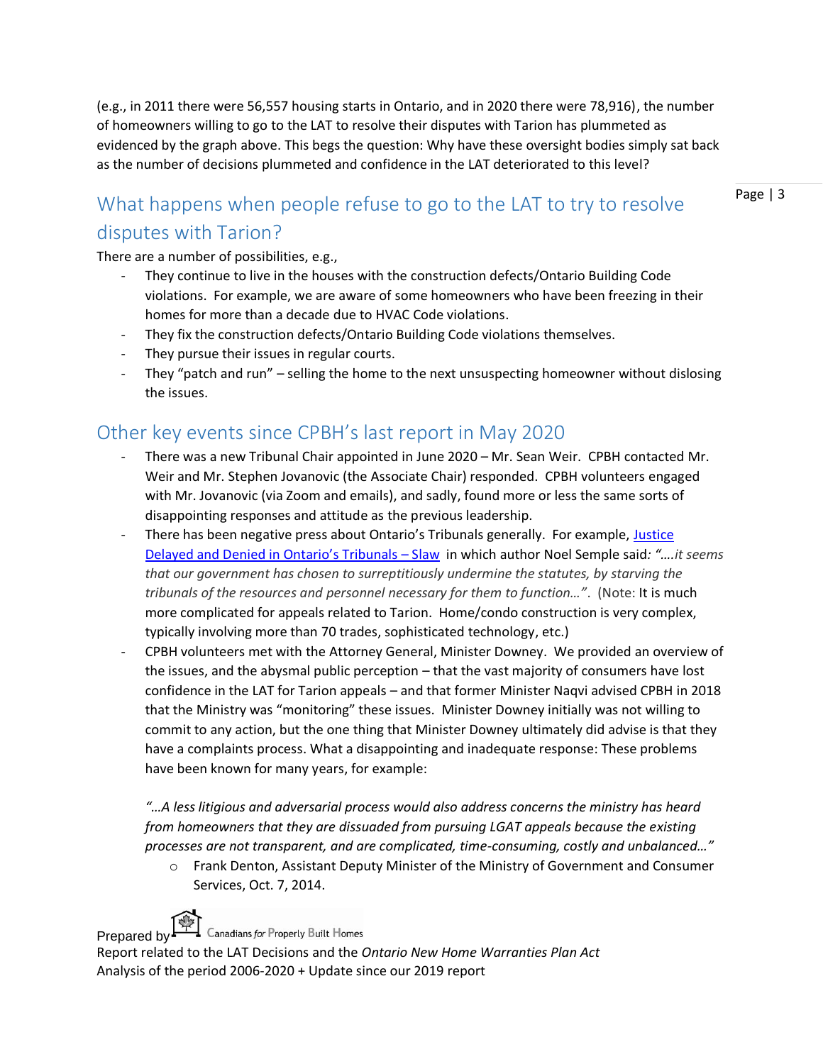(e.g., in 2011 there were 56,557 housing starts in Ontario, and in 2020 there were 78,916), the number of homeowners willing to go to the LAT to resolve their disputes with Tarion has plummeted as evidenced by the graph above. This begs the question: Why have these oversight bodies simply sat back as the number of decisions plummeted and confidence in the LAT deteriorated to this level?

## What happens when people refuse to go to the LAT to try to resolve disputes with Tarion?

There are a number of possibilities, e.g.,

- They continue to live in the houses with the construction defects/Ontario Building Code violations. For example, we are aware of some homeowners who have been freezing in their homes for more than a decade due to HVAC Code violations.
- They fix the construction defects/Ontario Building Code violations themselves.
- They pursue their issues in regular courts.
- They "patch and run" – selling the home to the next unsuspecting homeowner without dislosing the issues.

## Other key events since CPBH's last report in May 2020

- There was a new Tribunal Chair appointed in June 2020 – Mr. Sean Weir. CPBH contacted Mr. Weir and Mr. Stephen Jovanovic (the Associate Chair) responded. CPBH volunteers engaged with Mr. Jovanovic (via Zoom and emails), and sadly, found more or less the same sorts of disappointing responses and attitude as the previous leadership.
- There has been negative press about Ontario's Tribunals generally. For example, Justice Delayed and Denied in Ontario's Tribunals – Slaw in which author Noel Semple said*: "….it seems that our government has chosen to surreptitiously undermine the statutes, by starving the tribunals of the resources and personnel necessary for them to function…"*. (Note: It is much more complicated for appeals related to Tarion. Home/condo construction is very complex, typically involving more than 70 trades, sophisticated technology, etc.)
- CPBH volunteers met with the Attorney General, Minister Downey. We provided an overview of the issues, and the abysmal public perception – that the vast majority of consumers have lost confidence in the LAT for Tarion appeals – and that former Minister Naqvi advised CPBH in 2018 that the Ministry was "monitoring" these issues. Minister Downey initially was not willing to commit to any action, but the one thing that Minister Downey ultimately did advise is that they have a complaints process. What a disappointing and inadequate response: These problems have been known for many years, for example:

  *"…A less litigious and adversarial process would also address concerns the ministry has heard from homeowners that they are dissuaded from pursuing LGAT appeals because the existing processes are not transparent, and are complicated, time-consuming, costly and unbalanced…"*

  - Frank Denton, Assistant Deputy Minister of the Ministry of Government and Consumer Services, Oct. 7, 2014.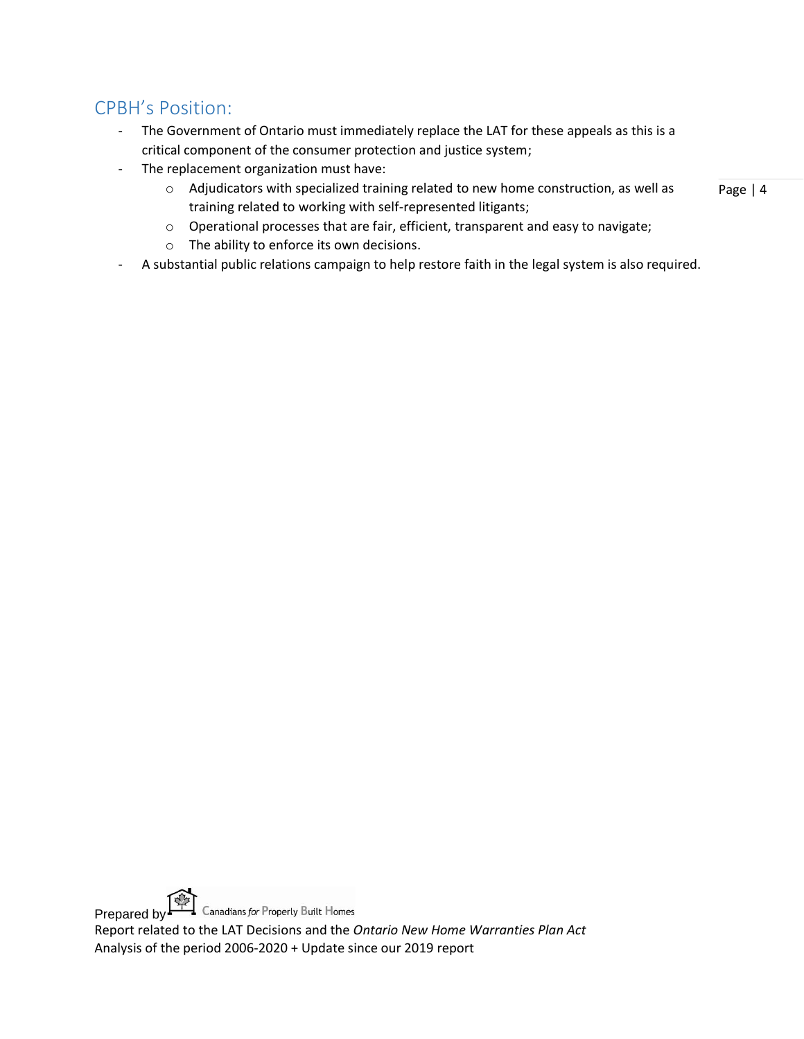## CPBH's Position:

- The Government of Ontario must immediately replace the LAT for these appeals as this is a critical component of the consumer protection and justice system;
- The replacement organization must have:
  - Adjudicators with specialized training related to new home construction, as well as training related to working with self-represented litigants;
  - Operational processes that are fair, efficient, transparent and easy to navigate;
  - The ability to enforce its own decisions.
- A substantial public relations campaign to help restore faith in the legal system is also required.